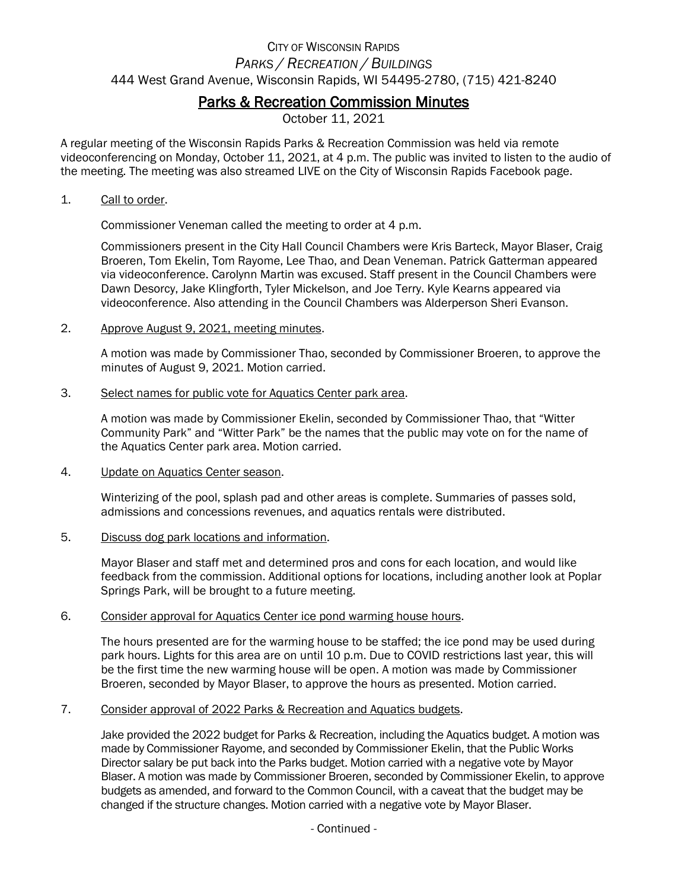CITY OF WISCONSIN RAPIDS

*PARKS / RECREATION / BUILDINGS*

444 West Grand Avenue, Wisconsin Rapids, WI 54495-2780, (715) 421-8240

# Parks & Recreation Commission Minutes

October 11, 2021

A regular meeting of the Wisconsin Rapids Parks & Recreation Commission was held via remote videoconferencing on Monday, October 11, 2021, at 4 p.m. The public was invited to listen to the audio of the meeting. The meeting was also streamed LIVE on the City of Wisconsin Rapids Facebook page.

1. Call to order.

   Commissioner Veneman called the meeting to order at 4 p.m.

   Commissioners present in the City Hall Council Chambers were Kris Barteck, Mayor Blaser, Craig Broeren, Tom Ekelin, Tom Rayome, Lee Thao, and Dean Veneman. Patrick Gatterman appeared via videoconference. Carolynn Martin was excused. Staff present in the Council Chambers were Dawn Desorcy, Jake Klingforth, Tyler Mickelson, and Joe Terry. Kyle Kearns appeared via videoconference. Also attending in the Council Chambers was Alderperson Sheri Evanson.

2. Approve August 9, 2021, meeting minutes.

   A motion was made by Commissioner Thao, seconded by Commissioner Broeren, to approve the minutes of August 9, 2021. Motion carried.

3. Select names for public vote for Aquatics Center park area.

   A motion was made by Commissioner Ekelin, seconded by Commissioner Thao, that "Witter Community Park" and "Witter Park" be the names that the public may vote on for the name of the Aquatics Center park area. Motion carried.

4. Update on Aquatics Center season.

   Winterizing of the pool, splash pad and other areas is complete. Summaries of passes sold, admissions and concessions revenues, and aquatics rentals were distributed.

5. Discuss dog park locations and information.

   Mayor Blaser and staff met and determined pros and cons for each location, and would like feedback from the commission. Additional options for locations, including another look at Poplar Springs Park, will be brought to a future meeting.

6. Consider approval for Aquatics Center ice pond warming house hours.

   The hours presented are for the warming house to be staffed; the ice pond may be used during park hours. Lights for this area are on until 10 p.m. Due to COVID restrictions last year, this will be the first time the new warming house will be open. A motion was made by Commissioner Broeren, seconded by Mayor Blaser, to approve the hours as presented. Motion carried.

7. Consider approval of 2022 Parks & Recreation and Aquatics budgets.

   Jake provided the 2022 budget for Parks & Recreation, including the Aquatics budget. A motion was made by Commissioner Rayome, and seconded by Commissioner Ekelin, that the Public Works Director salary be put back into the Parks budget. Motion carried with a negative vote by Mayor Blaser. A motion was made by Commissioner Broeren, seconded by Commissioner Ekelin, to approve budgets as amended, and forward to the Common Council, with a caveat that the budget may be changed if the structure changes. Motion carried with a negative vote by Mayor Blaser.

\- Continued -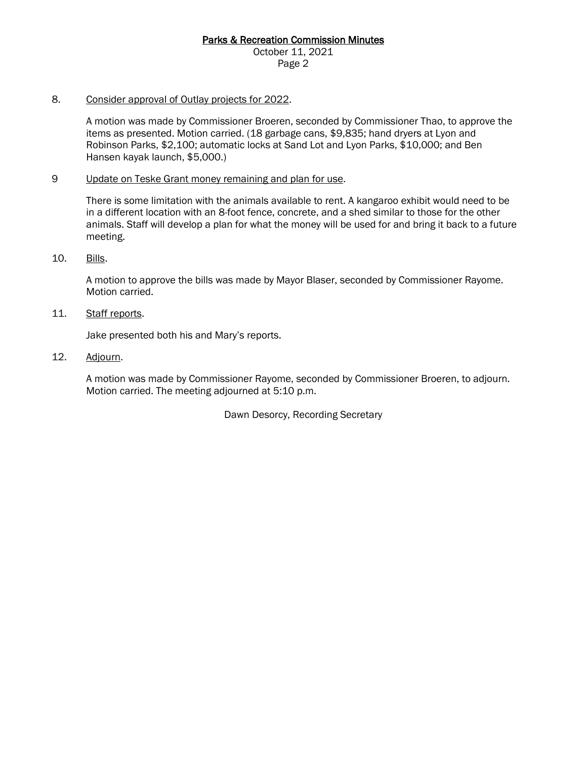8. Consider approval of Outlay projects for 2022.

   A motion was made by Commissioner Broeren, seconded by Commissioner Thao, to approve the items as presented. Motion carried. (18 garbage cans, $9,835; hand dryers at Lyon and Robinson Parks, $2,100; automatic locks at Sand Lot and Lyon Parks, $10,000; and Ben Hansen kayak launch, $5,000.)

9 Update on Teske Grant money remaining and plan for use.

   There is some limitation with the animals available to rent. A kangaroo exhibit would need to be in a different location with an 8-foot fence, concrete, and a shed similar to those for the other animals. Staff will develop a plan for what the money will be used for and bring it back to a future meeting.

10. Bills.

    A motion to approve the bills was made by Mayor Blaser, seconded by Commissioner Rayome. Motion carried.

11. Staff reports.

    Jake presented both his and Mary's reports.

12. Adjourn.

    A motion was made by Commissioner Rayome, seconded by Commissioner Broeren, to adjourn. Motion carried. The meeting adjourned at 5:10 p.m.

Dawn Desorcy, Recording Secretary